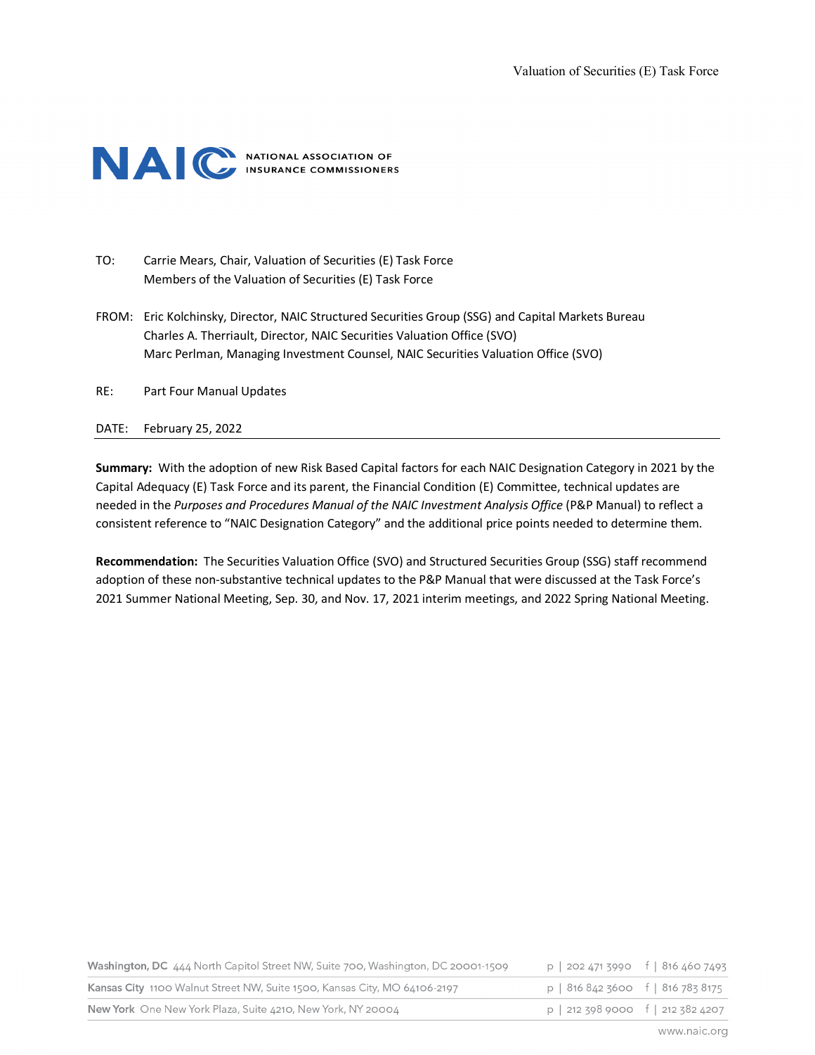Valuation of Securities (E) Task Force

NAIC NATIONAL ASSOCIATION OF INSURANCE COMMISSIONERS

TO: Carrie Mears, Chair, Valuation of Securities (E) Task Force
Members of the Valuation of Securities (E) Task Force

FROM: Eric Kolchinsky, Director, NAIC Structured Securities Group (SSG) and Capital Markets Bureau
Charles A. Therriault, Director, NAIC Securities Valuation Office (SVO)
Marc Perlman, Managing Investment Counsel, NAIC Securities Valuation Office (SVO)

RE: Part Four Manual Updates

DATE: February 25, 2022

---

**Summary:** With the adoption of new Risk Based Capital factors for each NAIC Designation Category in 2021 by the Capital Adequacy (E) Task Force and its parent, the Financial Condition (E) Committee, technical updates are needed in the *Purposes and Procedures Manual of the NAIC Investment Analysis Office* (P&P Manual) to reflect a consistent reference to "NAIC Designation Category" and the additional price points needed to determine them.

**Recommendation:** The Securities Valuation Office (SVO) and Structured Securities Group (SSG) staff recommend adoption of these non-substantive technical updates to the P&P Manual that were discussed at the Task Force's 2021 Summer National Meeting, Sep. 30, and Nov. 17, 2021 interim meetings, and 2022 Spring National Meeting.

**Washington, DC** 444 North Capitol Street NW, Suite 700, Washington, DC 20001-1509 p | 202 471 3990 f | 816 460 7493
**Kansas City** 1100 Walnut Street NW, Suite 1500, Kansas City, MO 64106-2197 p | 816 842 3600 f | 816 783 8175
**New York** One New York Plaza, Suite 4210, New York, NY 20004 p | 212 398 9000 f | 212 382 4207

www.naic.org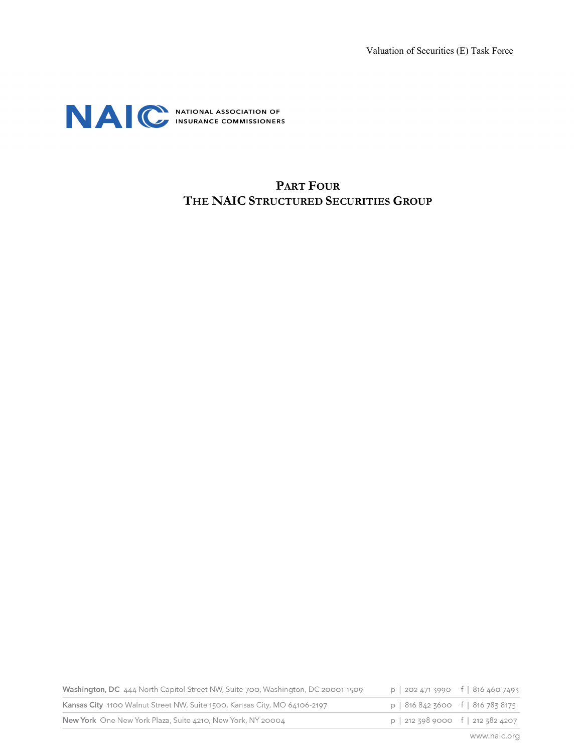# Part Four
# The NAIC Structured Securities Group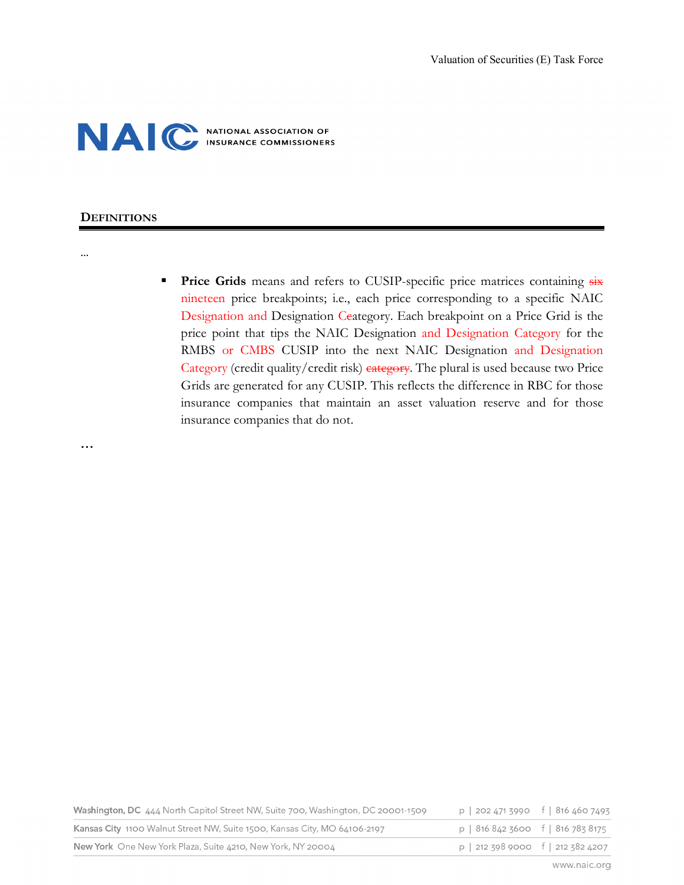## DEFINITIONS

…

- **Price Grids** means and refers to CUSIP-specific price matrices containing ~~six~~ nineteen price breakpoints; i.e., each price corresponding to a specific NAIC Designation and Designation Ccategory. Each breakpoint on a Price Grid is the price point that tips the NAIC Designation and Designation Category for the RMBS or CMBS CUSIP into the next NAIC Designation and Designation Category (credit quality/credit risk) ~~category~~. The plural is used because two Price Grids are generated for any CUSIP. This reflects the difference in RBC for those insurance companies that maintain an asset valuation reserve and for those insurance companies that do not.

…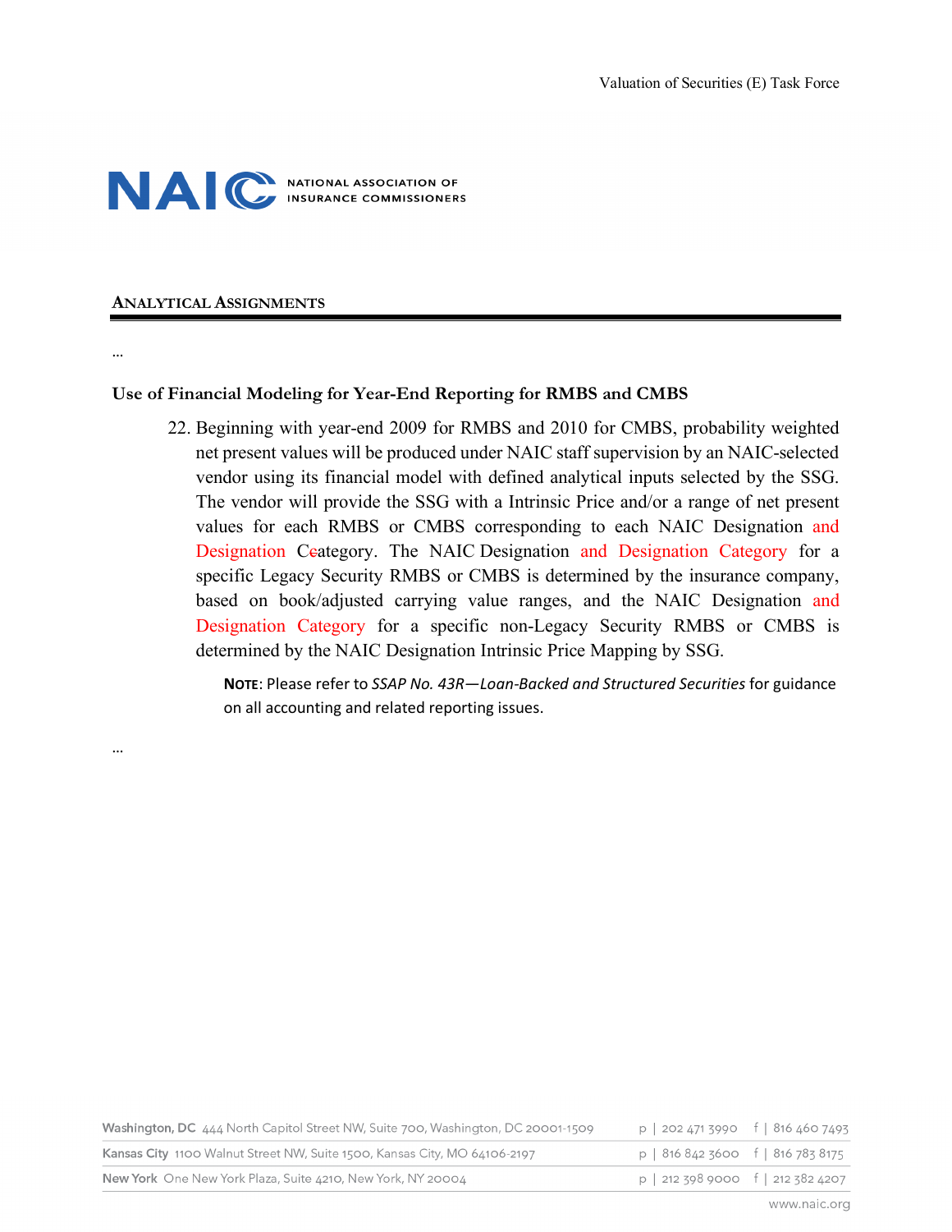Valuation of Securities (E) Task Force

**NAIC** NATIONAL ASSOCIATION OF INSURANCE COMMISSIONERS

## ANALYTICAL ASSIGNMENTS

…

**Use of Financial Modeling for Year-End Reporting for RMBS and CMBS**

22. Beginning with year-end 2009 for RMBS and 2010 for CMBS, probability weighted net present values will be produced under NAIC staff supervision by an NAIC-selected vendor using its financial model with defined analytical inputs selected by the SSG. The vendor will provide the SSG with a Intrinsic Price and/or a range of net present values for each RMBS or CMBS corresponding to each NAIC Designation and Designation Ccategory. The NAIC Designation and Designation Category for a specific Legacy Security RMBS or CMBS is determined by the insurance company, based on book/adjusted carrying value ranges, and the NAIC Designation and Designation Category for a specific non-Legacy Security RMBS or CMBS is determined by the NAIC Designation Intrinsic Price Mapping by SSG.

    **NOTE**: Please refer to *SSAP No. 43R—Loan-Backed and Structured Securities* for guidance on all accounting and related reporting issues.

…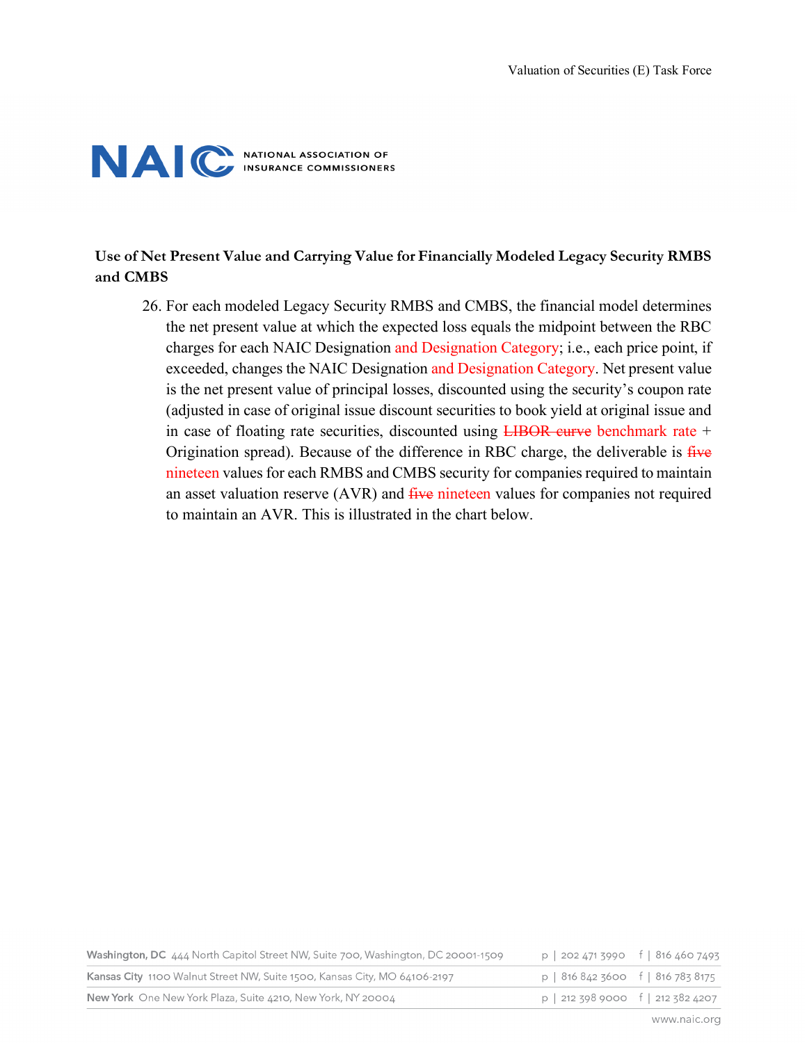**Use of Net Present Value and Carrying Value for Financially Modeled Legacy Security RMBS and CMBS**

26. For each modeled Legacy Security RMBS and CMBS, the financial model determines the net present value at which the expected loss equals the midpoint between the RBC charges for each NAIC Designation and Designation Category; i.e., each price point, if exceeded, changes the NAIC Designation and Designation Category. Net present value is the net present value of principal losses, discounted using the security's coupon rate (adjusted in case of original issue discount securities to book yield at original issue and in case of floating rate securities, discounted using ~~LIBOR curve~~ benchmark rate + Origination spread). Because of the difference in RBC charge, the deliverable is ~~five~~ nineteen values for each RMBS and CMBS security for companies required to maintain an asset valuation reserve (AVR) and ~~five~~ nineteen values for companies not required to maintain an AVR. This is illustrated in the chart below.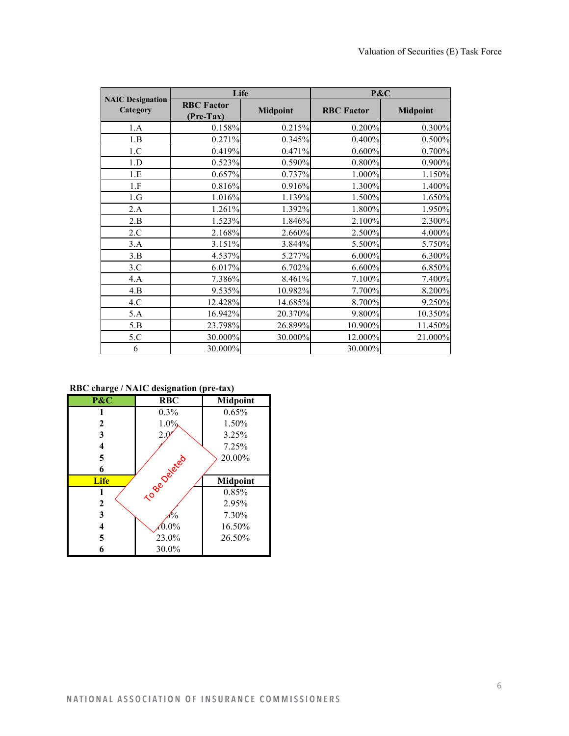| NAIC Designation Category | Life | | P&C | |
|---|---|---|---|---|
| | RBC Factor (Pre-Tax) | Midpoint | RBC Factor | Midpoint |
| 1.A | 0.158% | 0.215% | 0.200% | 0.300% |
| 1.B | 0.271% | 0.345% | 0.400% | 0.500% |
| 1.C | 0.419% | 0.471% | 0.600% | 0.700% |
| 1.D | 0.523% | 0.590% | 0.800% | 0.900% |
| 1.E | 0.657% | 0.737% | 1.000% | 1.150% |
| 1.F | 0.816% | 0.916% | 1.300% | 1.400% |
| 1.G | 1.016% | 1.139% | 1.500% | 1.650% |
| 2.A | 1.261% | 1.392% | 1.800% | 1.950% |
| 2.B | 1.523% | 1.846% | 2.100% | 2.300% |
| 2.C | 2.168% | 2.660% | 2.500% | 4.000% |
| 3.A | 3.151% | 3.844% | 5.500% | 5.750% |
| 3.B | 4.537% | 5.277% | 6.000% | 6.300% |
| 3.C | 6.017% | 6.702% | 6.600% | 6.850% |
| 4.A | 7.386% | 8.461% | 7.100% | 7.400% |
| 4.B | 9.535% | 10.982% | 7.700% | 8.200% |
| 4.C | 12.428% | 14.685% | 8.700% | 9.250% |
| 5.A | 16.942% | 20.370% | 9.800% | 10.350% |
| 5.B | 23.798% | 26.899% | 10.900% | 11.450% |
| 5.C | 30.000% | 30.000% | 12.000% | 21.000% |
| 6 | 30.000% | | 30.000% | |

**RBC charge / NAIC designation (pre-tax)**

*To Be Deleted*

| P&C | RBC | Midpoint |
|---|---|---|
| 1 | 0.3% | 0.65% |
| 2 | 1.0% | 1.50% |
| 3 | 2.0 | 3.25% |
| 4 | | 7.25% |
| 5 | | 20.00% |
| 6 | | |
| **Life** | | **Midpoint** |
| 1 | | 0.85% |
| 2 | | 2.95% |
| 3 | % | 7.30% |
| 4 | 10.0% | 16.50% |
| 5 | 23.0% | 26.50% |
| 6 | 30.0% | |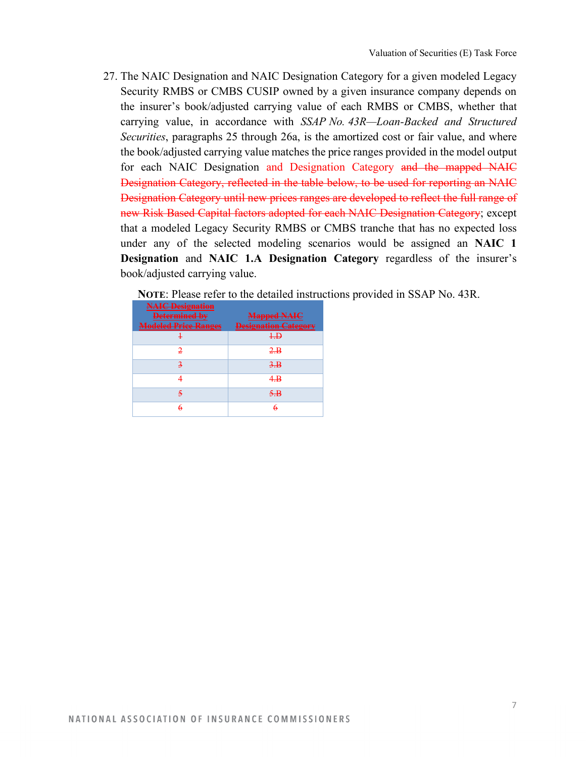27. The NAIC Designation and NAIC Designation Category for a given modeled Legacy Security RMBS or CMBS CUSIP owned by a given insurance company depends on the insurer's book/adjusted carrying value of each RMBS or CMBS, whether that carrying value, in accordance with *SSAP No. 43R—Loan-Backed and Structured Securities*, paragraphs 25 through 26a, is the amortized cost or fair value, and where the book/adjusted carrying value matches the price ranges provided in the model output for each NAIC Designation and Designation Category ~~and the mapped NAIC Designation Category, reflected in the table below, to be used for reporting an NAIC Designation Category until new prices ranges are developed to reflect the full range of new Risk Based Capital factors adopted for each NAIC Designation Category~~; except that a modeled Legacy Security RMBS or CMBS tranche that has no expected loss under any of the selected modeling scenarios would be assigned an **NAIC 1 Designation** and **NAIC 1.A Designation Category** regardless of the insurer's book/adjusted carrying value.

**NOTE**: Please refer to the detailed instructions provided in SSAP No. 43R.

| ~~NAIC Designation Determined by Modeled Price Ranges~~ | ~~Mapped NAIC Designation Category~~ |
|---|---|
| ~~1~~ | ~~1.D~~ |
| ~~2~~ | ~~2.B~~ |
| ~~3~~ | ~~3.B~~ |
| ~~4~~ | ~~4.B~~ |
| ~~5~~ | ~~5.B~~ |
| ~~6~~ | ~~6~~ |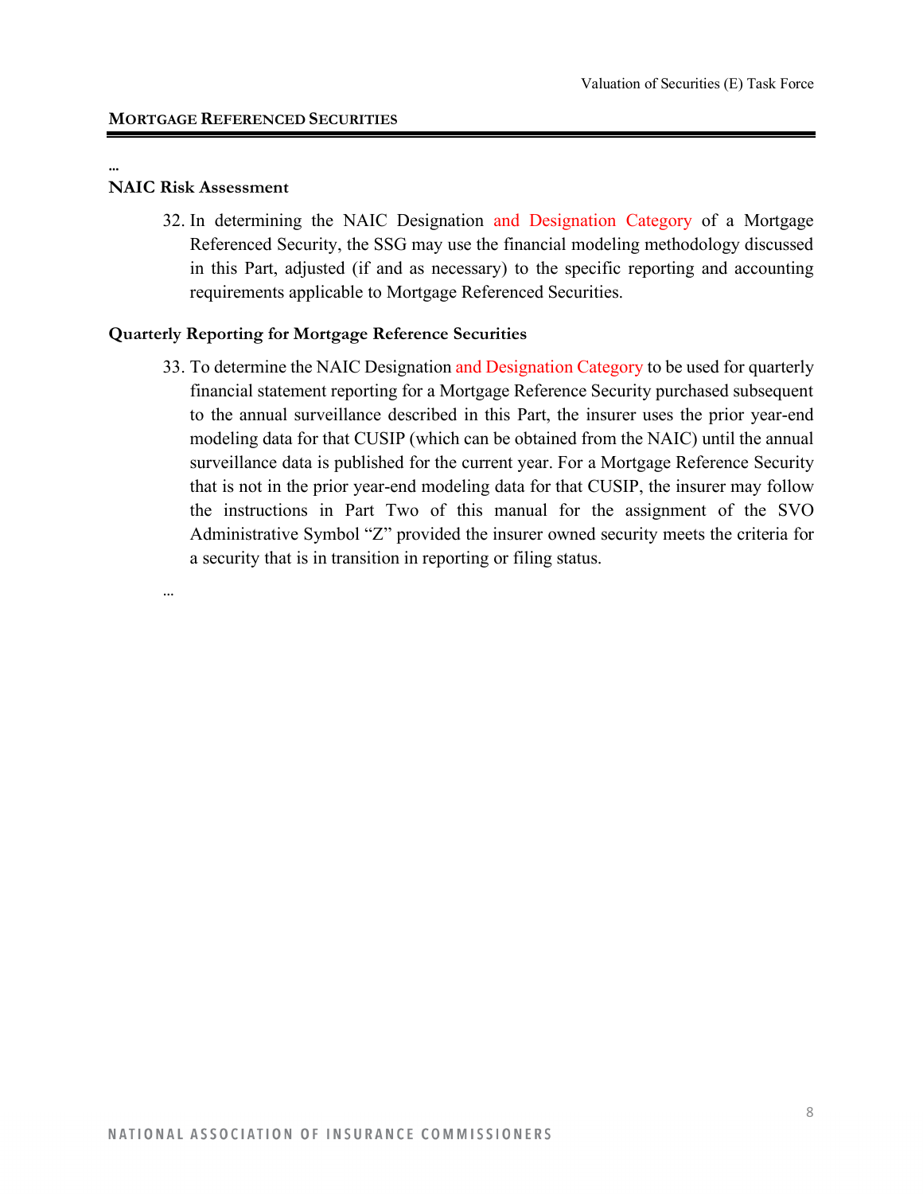**MORTGAGE REFERENCED SECURITIES**

…

**NAIC Risk Assessment**

32. In determining the NAIC Designation and Designation Category of a Mortgage Referenced Security, the SSG may use the financial modeling methodology discussed in this Part, adjusted (if and as necessary) to the specific reporting and accounting requirements applicable to Mortgage Referenced Securities.

**Quarterly Reporting for Mortgage Reference Securities**

33. To determine the NAIC Designation and Designation Category to be used for quarterly financial statement reporting for a Mortgage Reference Security purchased subsequent to the annual surveillance described in this Part, the insurer uses the prior year-end modeling data for that CUSIP (which can be obtained from the NAIC) until the annual surveillance data is published for the current year. For a Mortgage Reference Security that is not in the prior year-end modeling data for that CUSIP, the insurer may follow the instructions in Part Two of this manual for the assignment of the SVO Administrative Symbol "Z" provided the insurer owned security meets the criteria for a security that is in transition in reporting or filing status.

…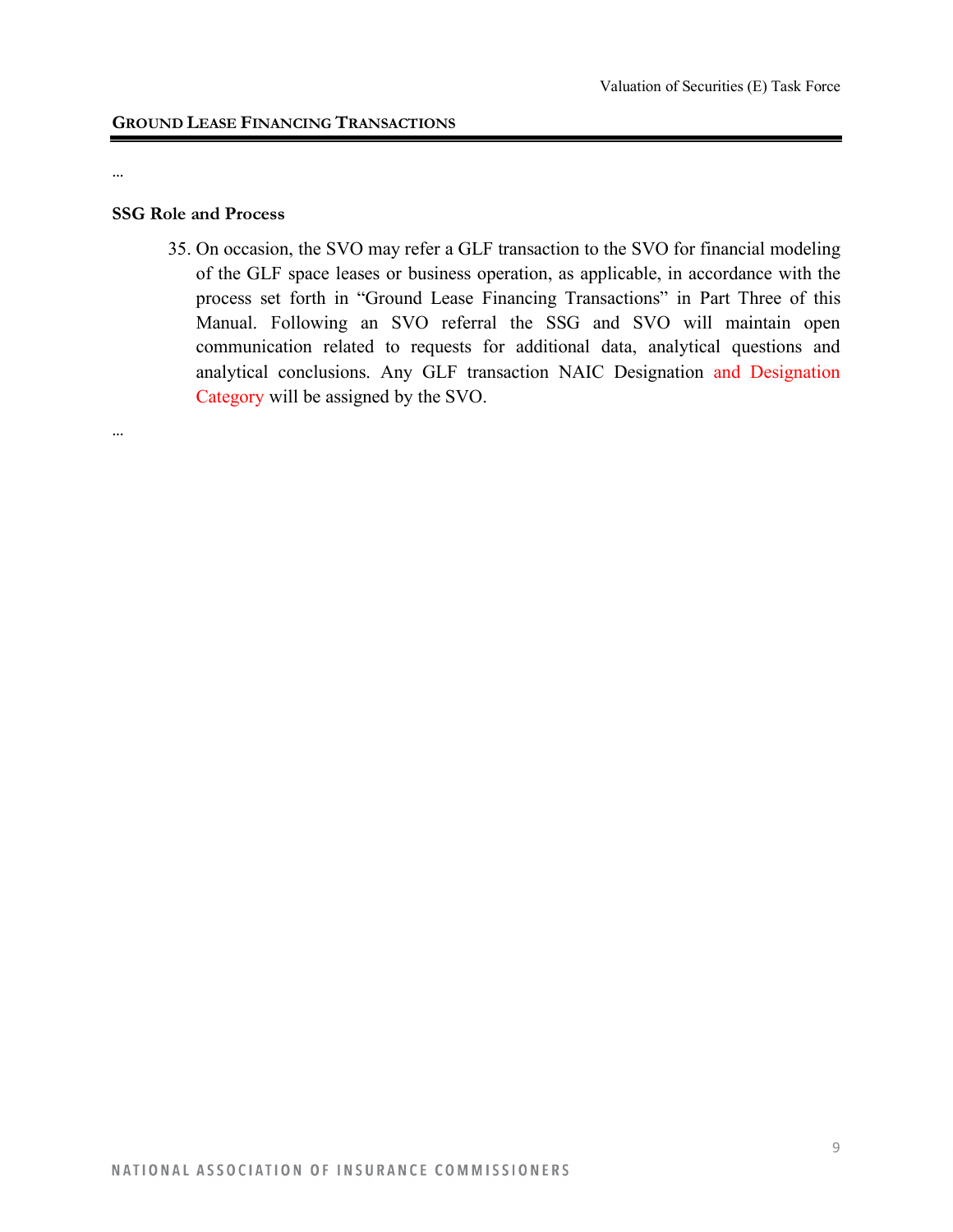**GROUND LEASE FINANCING TRANSACTIONS**

...

**SSG Role and Process**

35. On occasion, the SVO may refer a GLF transaction to the SVO for financial modeling of the GLF space leases or business operation, as applicable, in accordance with the process set forth in "Ground Lease Financing Transactions" in Part Three of this Manual. Following an SVO referral the SSG and SVO will maintain open communication related to requests for additional data, analytical questions and analytical conclusions. Any GLF transaction NAIC Designation and Designation Category will be assigned by the SVO.

...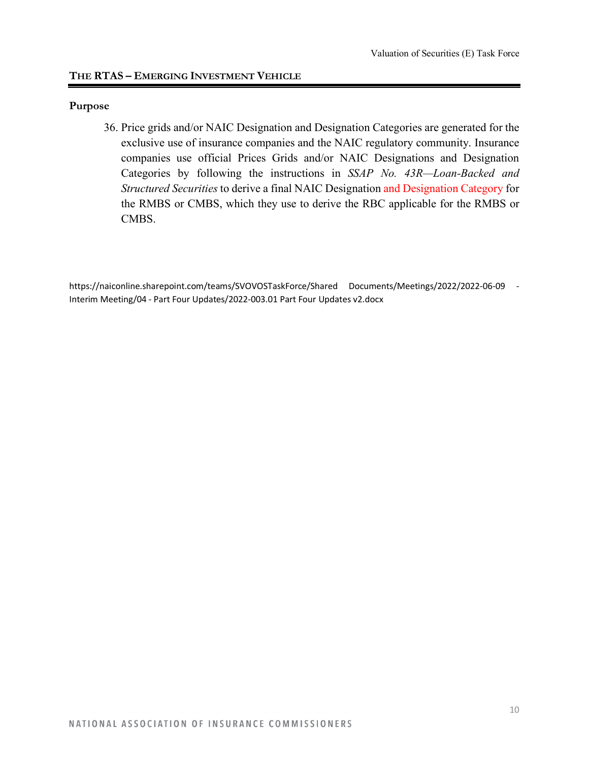## THE RTAS – EMERGING INVESTMENT VEHICLE

### Purpose

36. Price grids and/or NAIC Designation and Designation Categories are generated for the exclusive use of insurance companies and the NAIC regulatory community. Insurance companies use official Prices Grids and/or NAIC Designations and Designation Categories by following the instructions in *SSAP No. 43R—Loan-Backed and Structured Securities* to derive a final NAIC Designation and Designation Category for the RMBS or CMBS, which they use to derive the RBC applicable for the RMBS or CMBS.

https://naiconline.sharepoint.com/teams/SVOVOSTaskForce/Shared Documents/Meetings/2022/2022-06-09 - Interim Meeting/04 - Part Four Updates/2022-003.01 Part Four Updates v2.docx